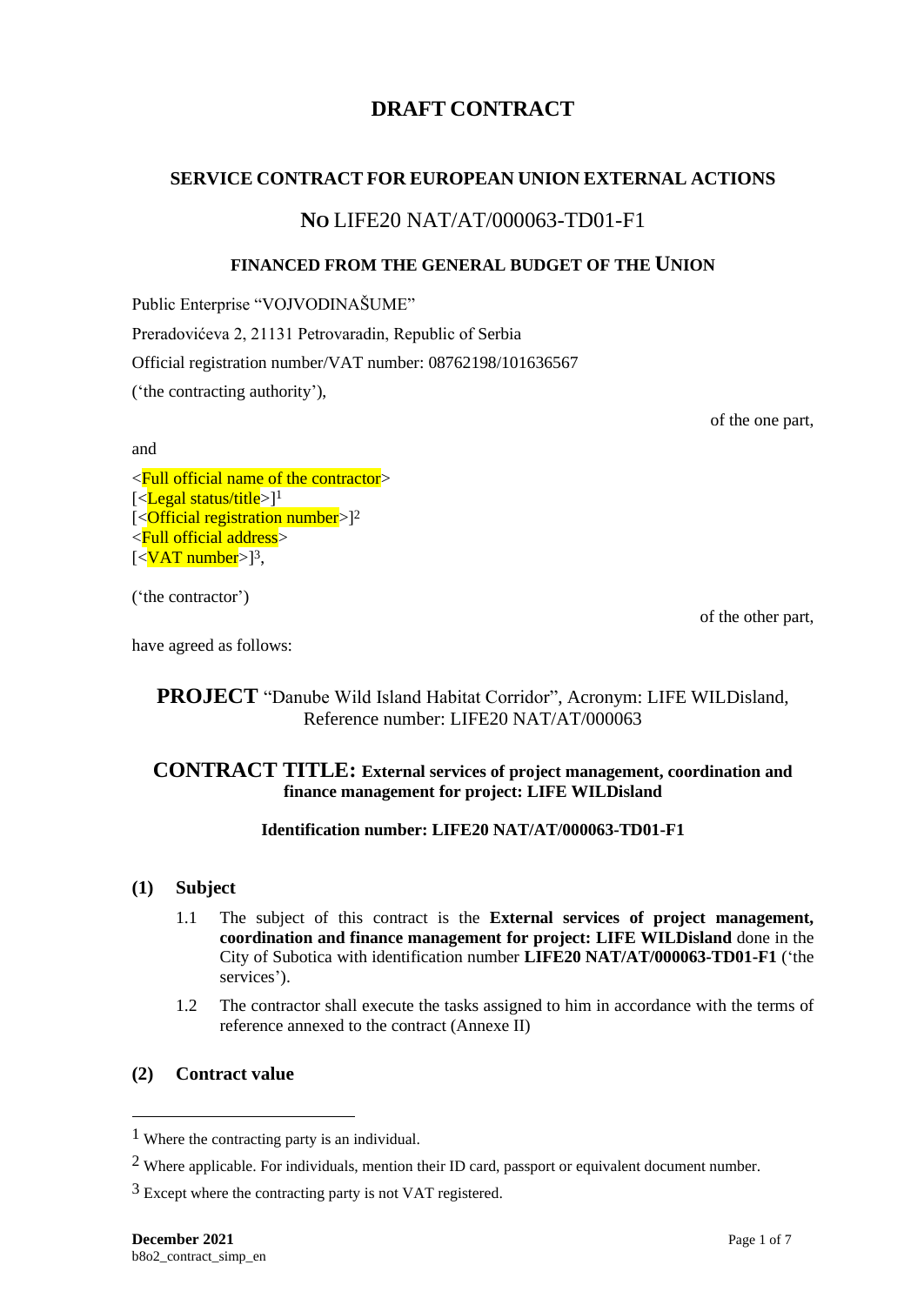# DRAFT CONTRACT

## SERVICE CONTRACT FOR EUROPEAN UNION EXTERNAL ACTIONS

## No LIFE20 NAT/AT/000063-TD01-F1

### FINANCED FROM THE GENERAL BUDGET OF THE UNION

Public Enterprise "VOJVODINAŠUME"

Preradovićeva 2, 21131 Petrovaradin, Republic of Serbia

Official registration number/VAT number: 08762198/101636567

('the contracting authority'),

of the one part,

and

<Full official name of the contractor>
[<Legal status/title>][1]
[<Official registration number>][2]
<Full official address>
[<VAT number>][3],

('the contractor')

of the other part,

have agreed as follows:

**PROJECT** "Danube Wild Island Habitat Corridor", Acronym: LIFE WILDisland, Reference number: LIFE20 NAT/AT/000063

**CONTRACT TITLE: External services of project management, coordination and finance management for project: LIFE WILDisland**

**Identification number: LIFE20 NAT/AT/000063-TD01-F1**

## (1) Subject

1.1 The subject of this contract is the **External services of project management, coordination and finance management for project: LIFE WILDisland** done in the City of Subotica with identification number **LIFE20 NAT/AT/000063-TD01-F1** ('the services').

1.2 The contractor shall execute the tasks assigned to him in accordance with the terms of reference annexed to the contract (Annexe II)

## (2) Contract value

---

[1] Where the contracting party is an individual.

[2] Where applicable. For individuals, mention their ID card, passport or equivalent document number.

[3] Except where the contracting party is not VAT registered.

**December 2021**
b8o2_contract_simp_en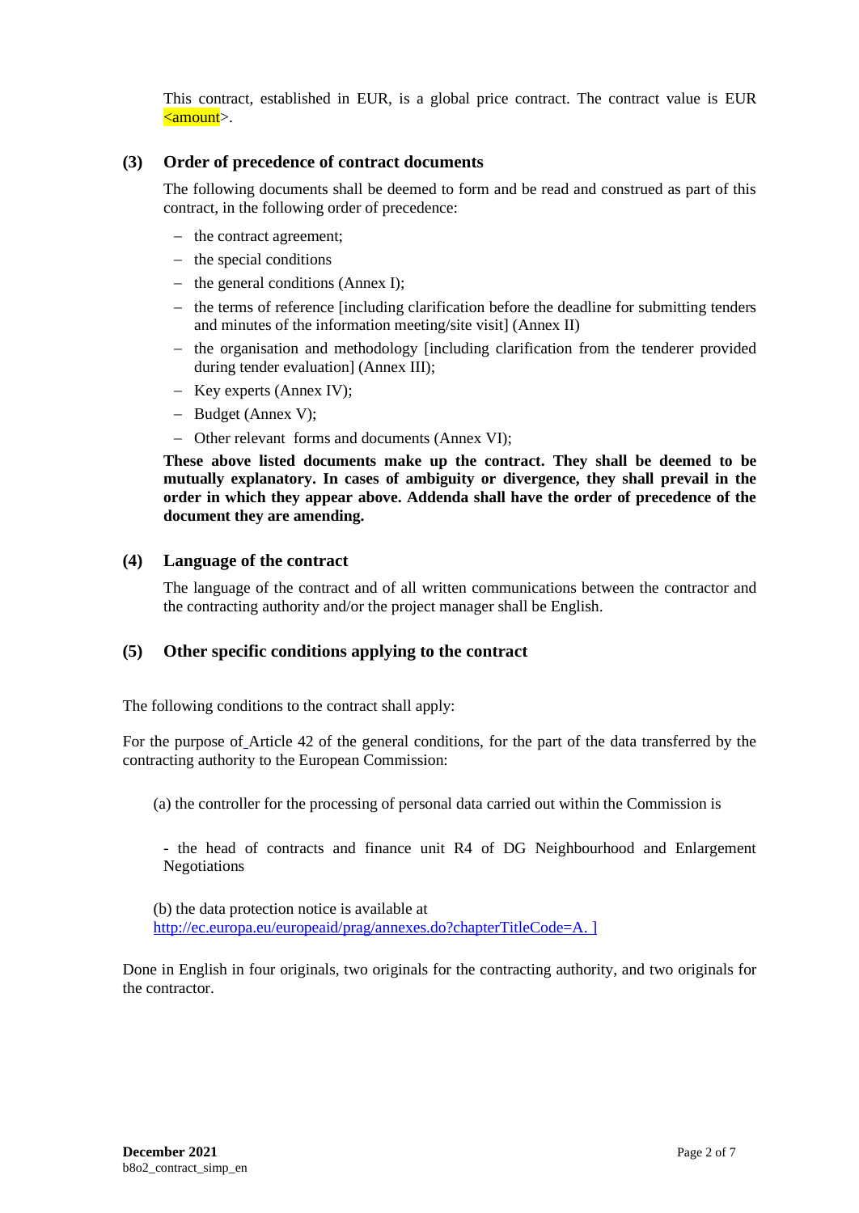This contract, established in EUR, is a global price contract. The contract value is EUR <amount>.

## (3) Order of precedence of contract documents

The following documents shall be deemed to form and be read and construed as part of this contract, in the following order of precedence:

- the contract agreement;
- the special conditions
- the general conditions (Annex I);
- the terms of reference [including clarification before the deadline for submitting tenders and minutes of the information meeting/site visit] (Annex II)
- the organisation and methodology [including clarification from the tenderer provided during tender evaluation] (Annex III);
- Key experts (Annex IV);
- Budget (Annex V);
- Other relevant forms and documents (Annex VI);

**These above listed documents make up the contract. They shall be deemed to be mutually explanatory. In cases of ambiguity or divergence, they shall prevail in the order in which they appear above. Addenda shall have the order of precedence of the document they are amending.**

## (4) Language of the contract

The language of the contract and of all written communications between the contractor and the contracting authority and/or the project manager shall be English.

## (5) Other specific conditions applying to the contract

The following conditions to the contract shall apply:

For the purpose of Article 42 of the general conditions, for the part of the data transferred by the contracting authority to the European Commission:

(a) the controller for the processing of personal data carried out within the Commission is

- the head of contracts and finance unit R4 of DG Neighbourhood and Enlargement Negotiations

(b) the data protection notice is available at
http://ec.europa.eu/europeaid/prag/annexes.do?chapterTitleCode=A. ]

Done in English in four originals, two originals for the contracting authority, and two originals for the contractor.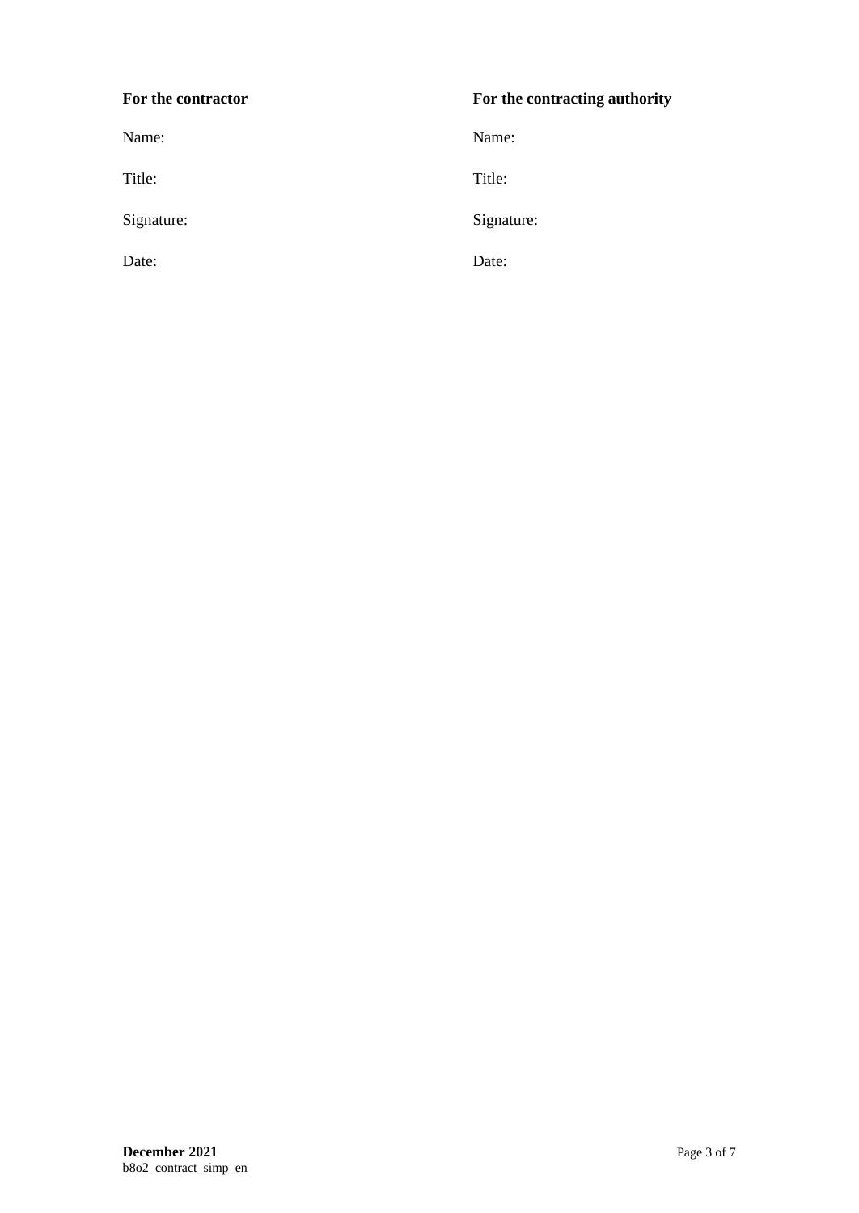| **For the contractor** | **For the contracting authority** |
| --- | --- |
| Name: | Name: |
| Title: | Title: |
| Signature: | Signature: |
| Date: | Date: |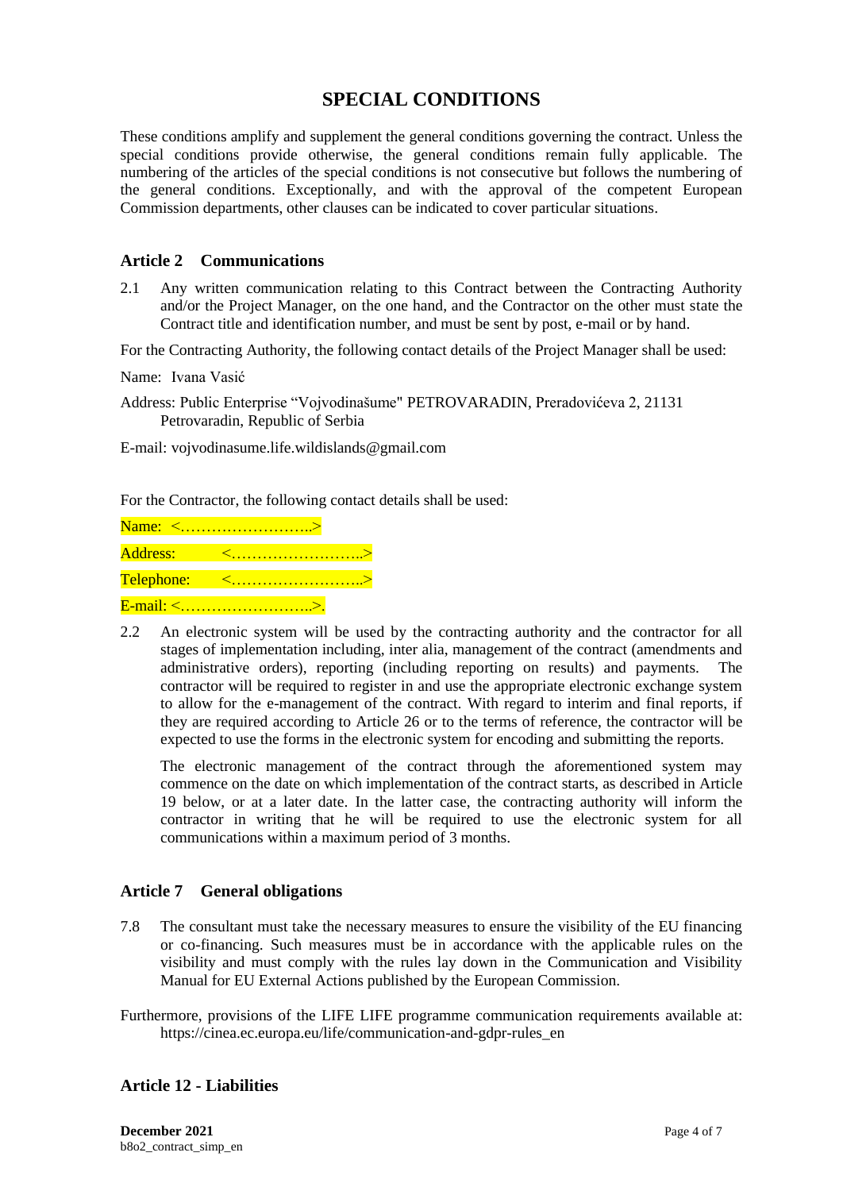# SPECIAL CONDITIONS

These conditions amplify and supplement the general conditions governing the contract. Unless the special conditions provide otherwise, the general conditions remain fully applicable. The numbering of the articles of the special conditions is not consecutive but follows the numbering of the general conditions. Exceptionally, and with the approval of the competent European Commission departments, other clauses can be indicated to cover particular situations.

## Article 2 Communications

2.1 Any written communication relating to this Contract between the Contracting Authority and/or the Project Manager, on the one hand, and the Contractor on the other must state the Contract title and identification number, and must be sent by post, e-mail or by hand.

For the Contracting Authority, the following contact details of the Project Manager shall be used:

Name: Ivana Vasić

Address: Public Enterprise "Vojvodinašume" PETROVARADIN, Preradovićeva 2, 21131 Petrovaradin, Republic of Serbia

E-mail: vojvodinasume.life.wildislands@gmail.com

For the Contractor, the following contact details shall be used:

Name: <……………………..>

Address: <……………………..>

Telephone: <……………………..>

E-mail: <……………………..>.

2.2 An electronic system will be used by the contracting authority and the contractor for all stages of implementation including, inter alia, management of the contract (amendments and administrative orders), reporting (including reporting on results) and payments. The contractor will be required to register in and use the appropriate electronic exchange system to allow for the e-management of the contract. With regard to interim and final reports, if they are required according to Article 26 or to the terms of reference, the contractor will be expected to use the forms in the electronic system for encoding and submitting the reports.

The electronic management of the contract through the aforementioned system may commence on the date on which implementation of the contract starts, as described in Article 19 below, or at a later date. In the latter case, the contracting authority will inform the contractor in writing that he will be required to use the electronic system for all communications within a maximum period of 3 months.

## Article 7 General obligations

7.8 The consultant must take the necessary measures to ensure the visibility of the EU financing or co-financing. Such measures must be in accordance with the applicable rules on the visibility and must comply with the rules lay down in the Communication and Visibility Manual for EU External Actions published by the European Commission.

Furthermore, provisions of the LIFE LIFE programme communication requirements available at: https://cinea.ec.europa.eu/life/communication-and-gdpr-rules_en

## Article 12 - Liabilities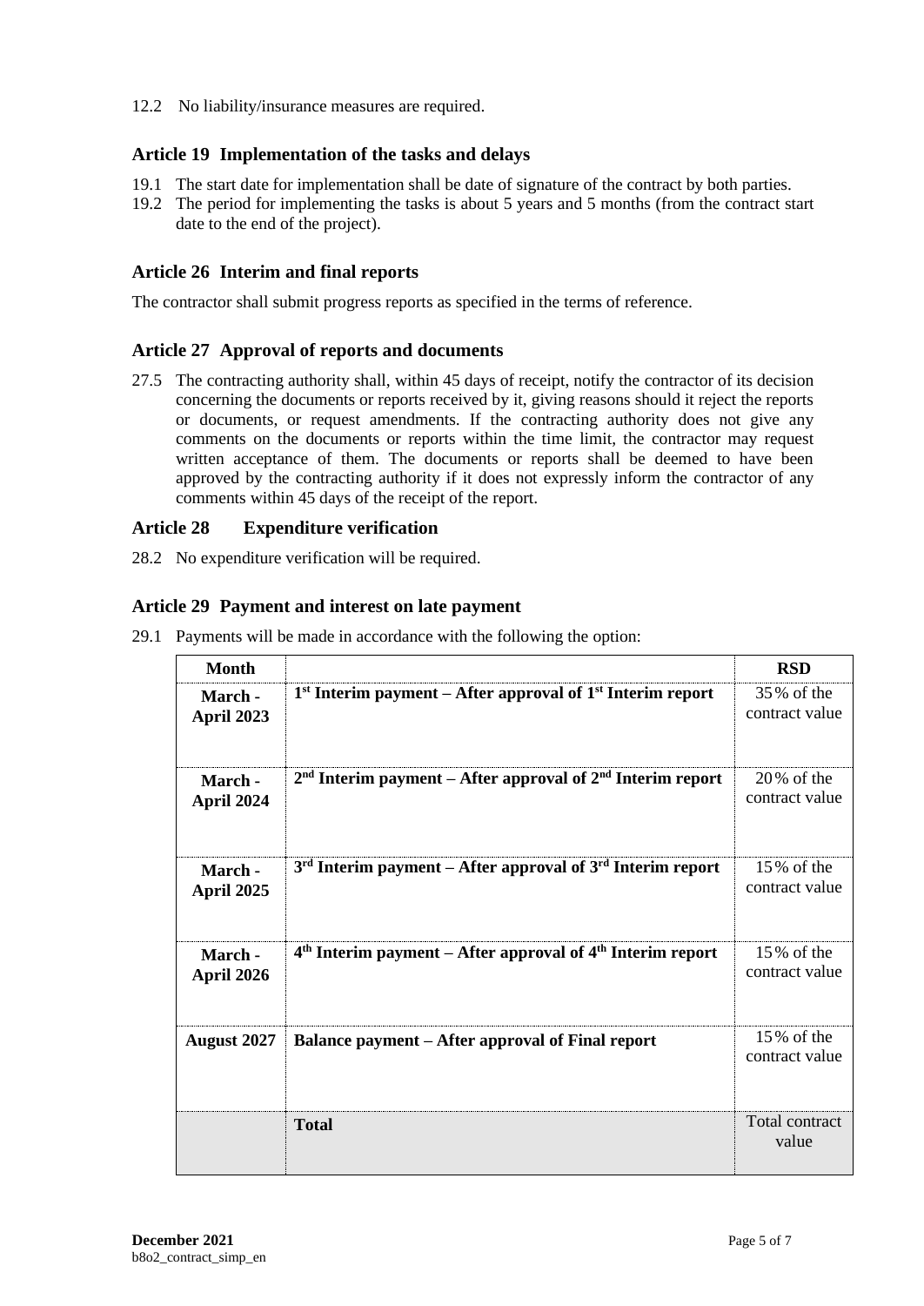12.2 No liability/insurance measures are required.

## Article 19 Implementation of the tasks and delays

19.1 The start date for implementation shall be date of signature of the contract by both parties.

19.2 The period for implementing the tasks is about 5 years and 5 months (from the contract start date to the end of the project).

## Article 26 Interim and final reports

The contractor shall submit progress reports as specified in the terms of reference.

## Article 27 Approval of reports and documents

27.5 The contracting authority shall, within 45 days of receipt, notify the contractor of its decision concerning the documents or reports received by it, giving reasons should it reject the reports or documents, or request amendments. If the contracting authority does not give any comments on the documents or reports within the time limit, the contractor may request written acceptance of them. The documents or reports shall be deemed to have been approved by the contracting authority if it does not expressly inform the contractor of any comments within 45 days of the receipt of the report.

## Article 28 Expenditure verification

28.2 No expenditure verification will be required.

## Article 29 Payment and interest on late payment

29.1 Payments will be made in accordance with the following the option:

| **Month** | | **RSD** |
|---|---|---|
| **March - April 2023** | **1st Interim payment – After approval of 1st Interim report** | 35% of the contract value |
| **March - April 2024** | **2nd Interim payment – After approval of 2nd Interim report** | 20% of the contract value |
| **March - April 2025** | **3rd Interim payment – After approval of 3rd Interim report** | 15% of the contract value |
| **March - April 2026** | **4th Interim payment – After approval of 4th Interim report** | 15% of the contract value |
| **August 2027** | **Balance payment – After approval of Final report** | 15% of the contract value |
| | **Total** | Total contract value |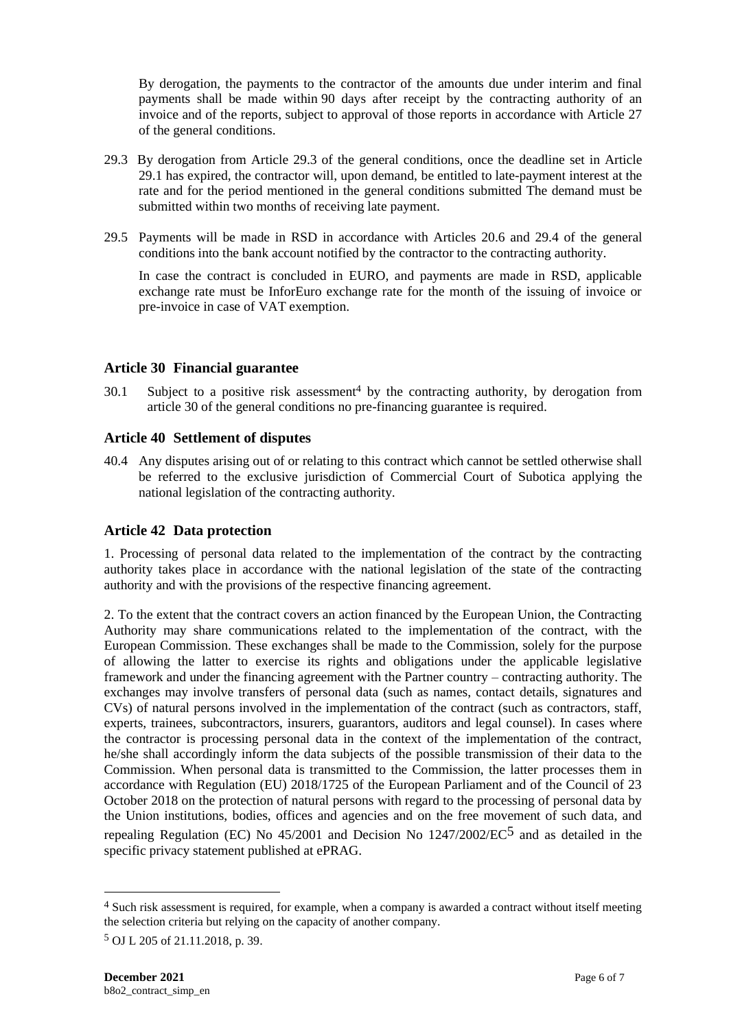By derogation, the payments to the contractor of the amounts due under interim and final payments shall be made within 90 days after receipt by the contracting authority of an invoice and of the reports, subject to approval of those reports in accordance with Article 27 of the general conditions.

29.3 By derogation from Article 29.3 of the general conditions, once the deadline set in Article 29.1 has expired, the contractor will, upon demand, be entitled to late-payment interest at the rate and for the period mentioned in the general conditions submitted The demand must be submitted within two months of receiving late payment.

29.5 Payments will be made in RSD in accordance with Articles 20.6 and 29.4 of the general conditions into the bank account notified by the contractor to the contracting authority.

In case the contract is concluded in EURO, and payments are made in RSD, applicable exchange rate must be InforEuro exchange rate for the month of the issuing of invoice or pre-invoice in case of VAT exemption.

## Article 30 Financial guarantee

30.1 Subject to a positive risk assessment[4] by the contracting authority, by derogation from article 30 of the general conditions no pre-financing guarantee is required.

## Article 40 Settlement of disputes

40.4 Any disputes arising out of or relating to this contract which cannot be settled otherwise shall be referred to the exclusive jurisdiction of Commercial Court of Subotica applying the national legislation of the contracting authority.

## Article 42 Data protection

1. Processing of personal data related to the implementation of the contract by the contracting authority takes place in accordance with the national legislation of the state of the contracting authority and with the provisions of the respective financing agreement.

2. To the extent that the contract covers an action financed by the European Union, the Contracting Authority may share communications related to the implementation of the contract, with the European Commission. These exchanges shall be made to the Commission, solely for the purpose of allowing the latter to exercise its rights and obligations under the applicable legislative framework and under the financing agreement with the Partner country – contracting authority. The exchanges may involve transfers of personal data (such as names, contact details, signatures and CVs) of natural persons involved in the implementation of the contract (such as contractors, staff, experts, trainees, subcontractors, insurers, guarantors, auditors and legal counsel). In cases where the contractor is processing personal data in the context of the implementation of the contract, he/she shall accordingly inform the data subjects of the possible transmission of their data to the Commission. When personal data is transmitted to the Commission, the latter processes them in accordance with Regulation (EU) 2018/1725 of the European Parliament and of the Council of 23 October 2018 on the protection of natural persons with regard to the processing of personal data by the Union institutions, bodies, offices and agencies and on the free movement of such data, and repealing Regulation (EC) No 45/2001 and Decision No 1247/2002/EC[5] and as detailed in the specific privacy statement published at ePRAG.

---

[4] Such risk assessment is required, for example, when a company is awarded a contract without itself meeting the selection criteria but relying on the capacity of another company.

[5] OJ L 205 of 21.11.2018, p. 39.